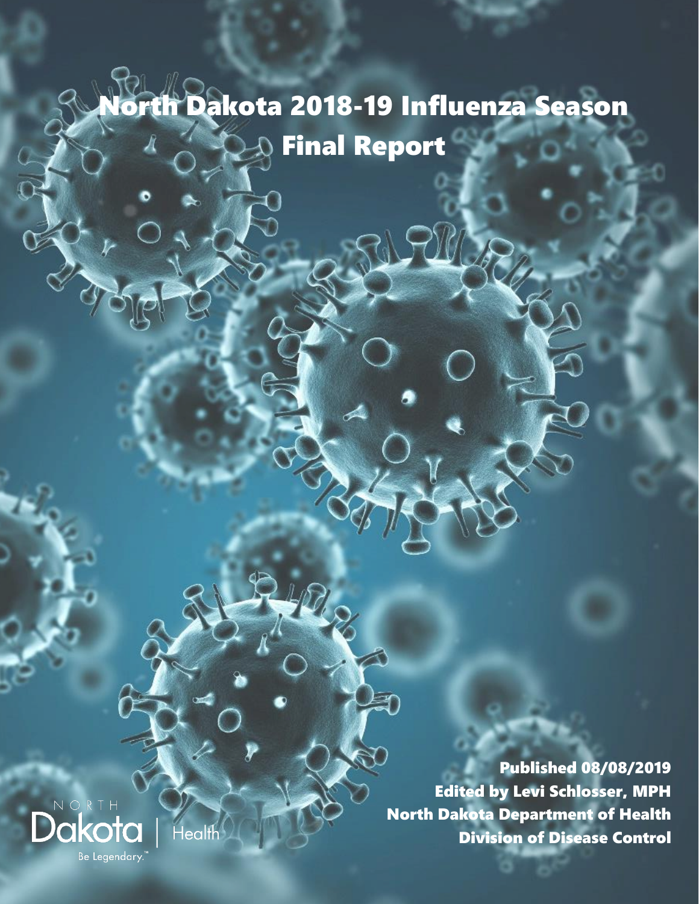# North Dakota 2018-19 Influenza Season Final Report

**Published 08/08/2019**
**Edited by Levi Schlosser, MPH**
**North Dakota Department of Health**
**Division of Disease Control**

NORTH Dakota | Health

Be Legendary.™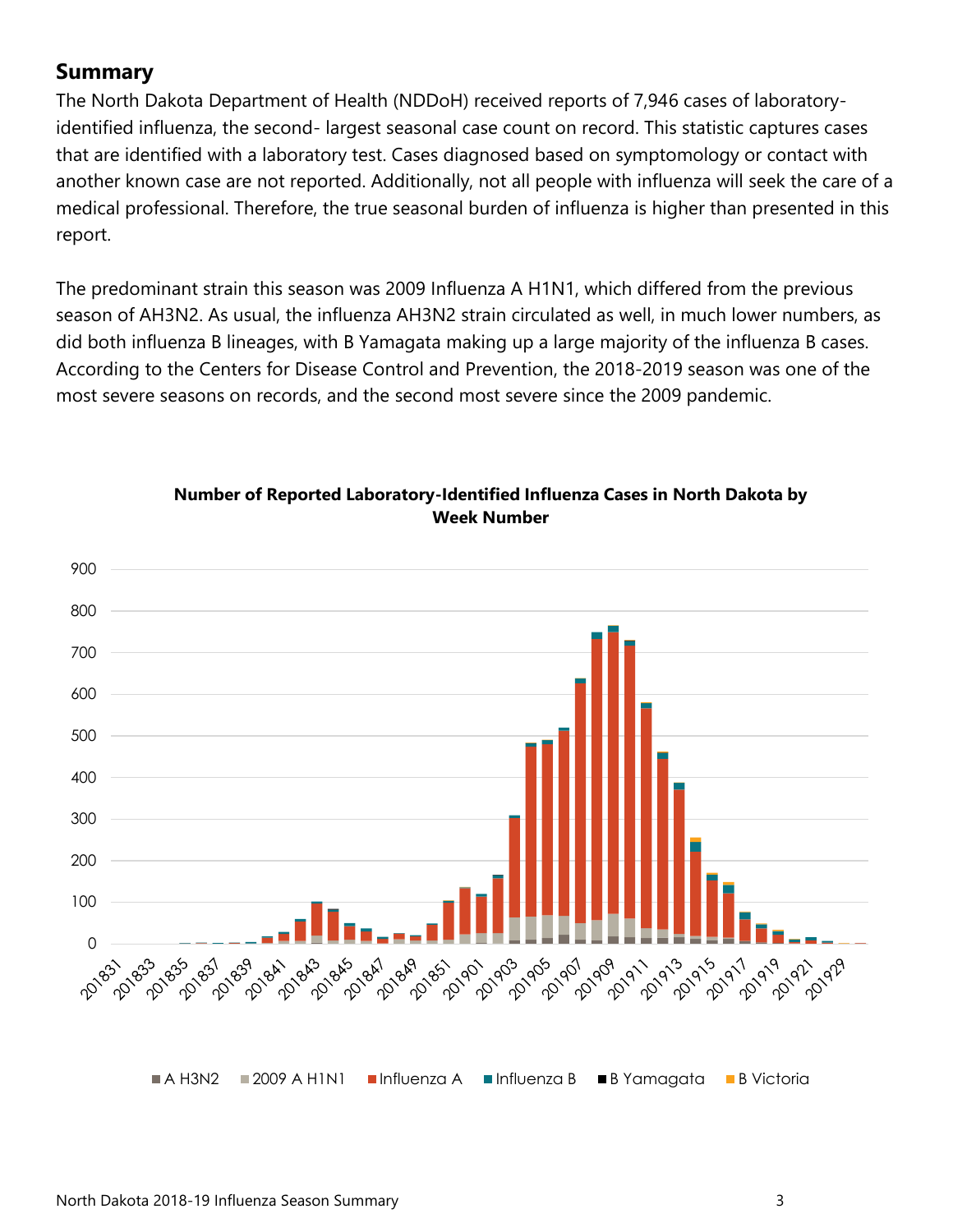## Summary

The North Dakota Department of Health (NDDoH) received reports of 7,946 cases of laboratory-identified influenza, the second- largest seasonal case count on record. This statistic captures cases that are identified with a laboratory test. Cases diagnosed based on symptomology or contact with another known case are not reported. Additionally, not all people with influenza will seek the care of a medical professional. Therefore, the true seasonal burden of influenza is higher than presented in this report.

The predominant strain this season was 2009 Influenza A H1N1, which differed from the previous season of AH3N2. As usual, the influenza AH3N2 strain circulated as well, in much lower numbers, as did both influenza B lineages, with B Yamagata making up a large majority of the influenza B cases. According to the Centers for Disease Control and Prevention, the 2018-2019 season was one of the most severe seasons on records, and the second most severe since the 2009 pandemic.

**Number of Reported Laboratory-Identified Influenza Cases in North Dakota by Week Number**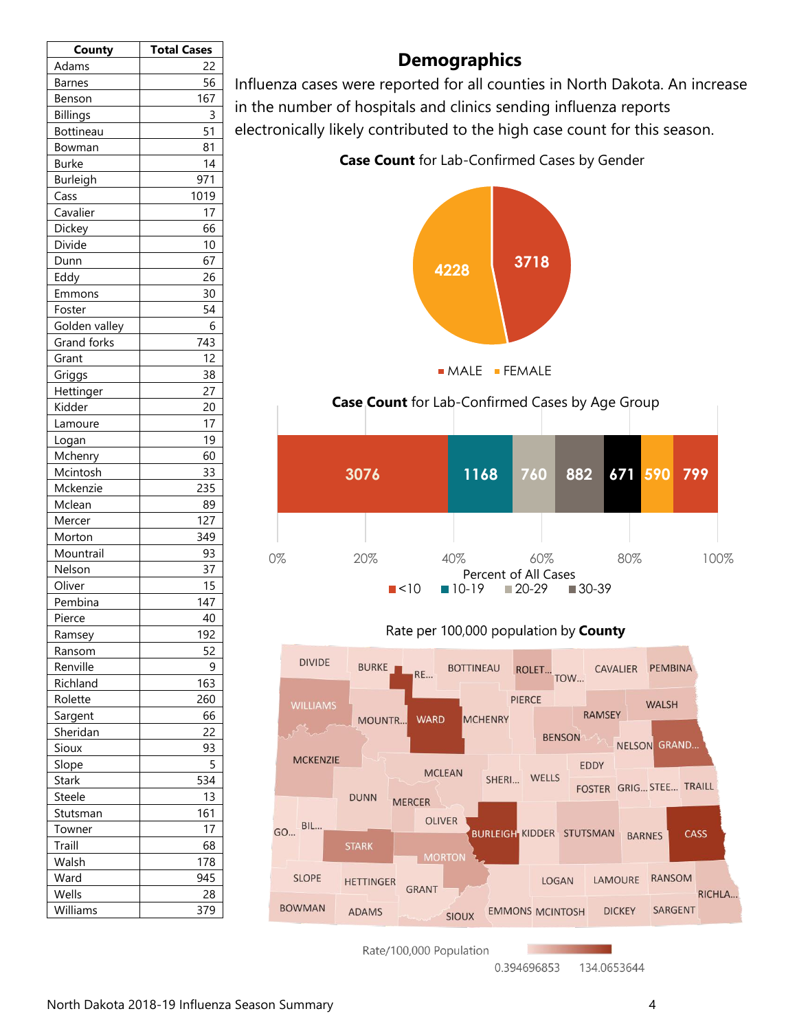| County | Total Cases |
|---|---|
| Adams | 22 |
| Barnes | 56 |
| Benson | 167 |
| Billings | 3 |
| Bottineau | 51 |
| Bowman | 81 |
| Burke | 14 |
| Burleigh | 971 |
| Cass | 1019 |
| Cavalier | 17 |
| Dickey | 66 |
| Divide | 10 |
| Dunn | 67 |
| Eddy | 26 |
| Emmons | 30 |
| Foster | 54 |
| Golden valley | 6 |
| Grand forks | 743 |
| Grant | 12 |
| Griggs | 38 |
| Hettinger | 27 |
| Kidder | 20 |
| Lamoure | 17 |
| Logan | 19 |
| Mchenry | 60 |
| Mcintosh | 33 |
| Mckenzie | 235 |
| Mclean | 89 |
| Mercer | 127 |
| Morton | 349 |
| Mountrail | 93 |
| Nelson | 37 |
| Oliver | 15 |
| Pembina | 147 |
| Pierce | 40 |
| Ramsey | 192 |
| Ransom | 52 |
| Renville | 9 |
| Richland | 163 |
| Rolette | 260 |
| Sargent | 66 |
| Sheridan | 22 |
| Sioux | 93 |
| Slope | 5 |
| Stark | 534 |
| Steele | 13 |
| Stutsman | 161 |
| Towner | 17 |
| Traill | 68 |
| Walsh | 178 |
| Ward | 945 |
| Wells | 28 |
| Williams | 379 |

## Demographics

Influenza cases were reported for all counties in North Dakota. An increase in the number of hospitals and clinics sending influenza reports electronically likely contributed to the high case count for this season.

**Case Count** for Lab-Confirmed Cases by Gender

MALE: 3718; FEMALE: 4228

**Case Count** for Lab-Confirmed Cases by Age Group

| <10 | 10-19 | 20-29 | 30-39 | | | |
|---|---|---|---|---|---|---|
| 3076 | 1168 | 760 | 882 | 671 | 590 | 799 |

Percent of All Cases

Rate per 100,000 population by **County**

Rate/100,000 Population: 0.394696853 – 134.0653644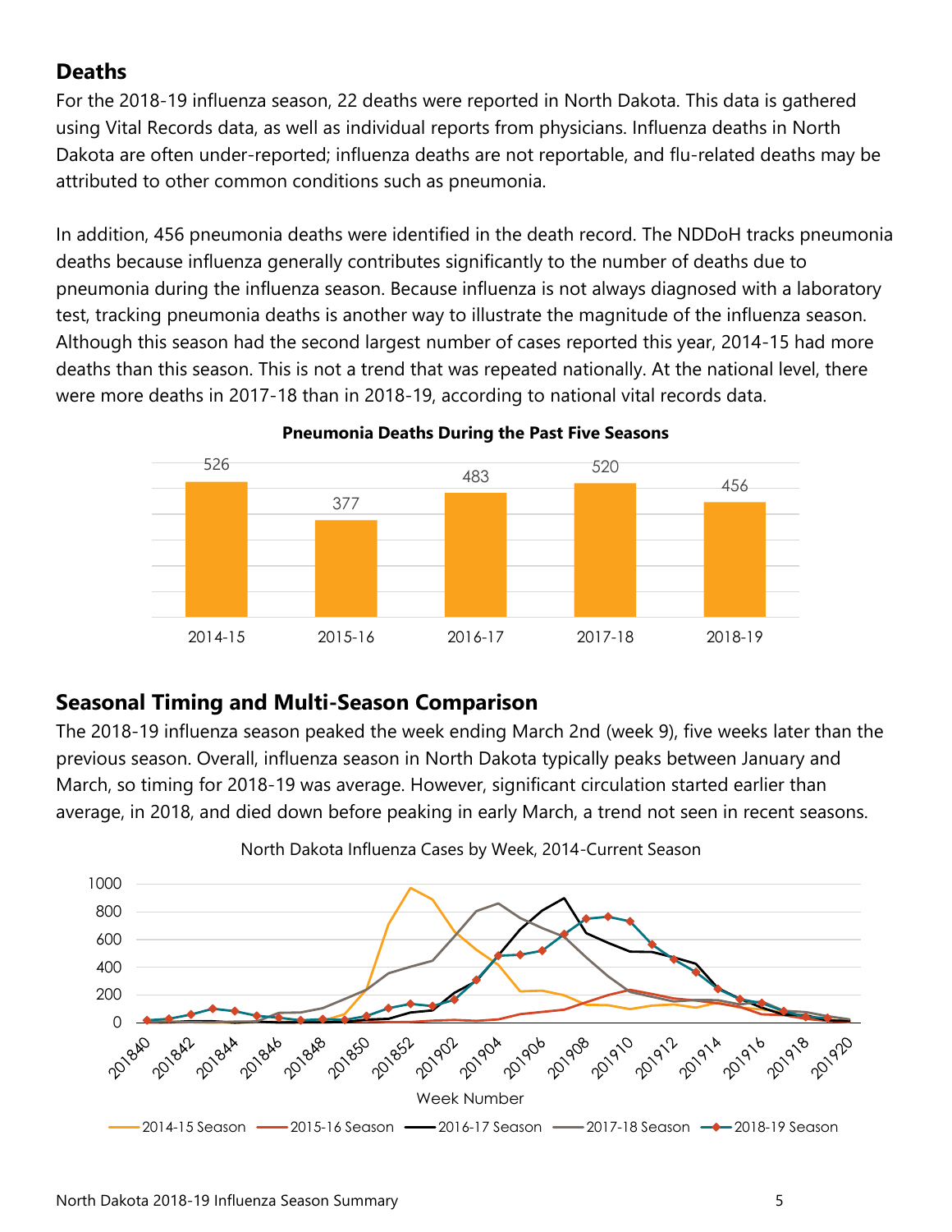## Deaths

For the 2018-19 influenza season, 22 deaths were reported in North Dakota. This data is gathered using Vital Records data, as well as individual reports from physicians. Influenza deaths in North Dakota are often under-reported; influenza deaths are not reportable, and flu-related deaths may be attributed to other common conditions such as pneumonia.

In addition, 456 pneumonia deaths were identified in the death record. The NDDoH tracks pneumonia deaths because influenza generally contributes significantly to the number of deaths due to pneumonia during the influenza season. Because influenza is not always diagnosed with a laboratory test, tracking pneumonia deaths is another way to illustrate the magnitude of the influenza season. Although this season had the second largest number of cases reported this year, 2014-15 had more deaths than this season. This is not a trend that was repeated nationally. At the national level, there were more deaths in 2017-18 than in 2018-19, according to national vital records data.

**Pneumonia Deaths During the Past Five Seasons**

| Season | Pneumonia Deaths |
|---|---|
| 2014-15 | 526 |
| 2015-16 | 377 |
| 2016-17 | 483 |
| 2017-18 | 520 |
| 2018-19 | 456 |

## Seasonal Timing and Multi-Season Comparison

The 2018-19 influenza season peaked the week ending March 2nd (week 9), five weeks later than the previous season. Overall, influenza season in North Dakota typically peaks between January and March, so timing for 2018-19 was average. However, significant circulation started earlier than average, in 2018, and died down before peaking in early March, a trend not seen in recent seasons.

North Dakota Influenza Cases by Week, 2014-Current Season

(Line chart: Week Number 201840–201920 on x-axis; cases 0–1000 on y-axis; series: 2014-15 Season, 2015-16 Season, 2016-17 Season, 2017-18 Season, 2018-19 Season)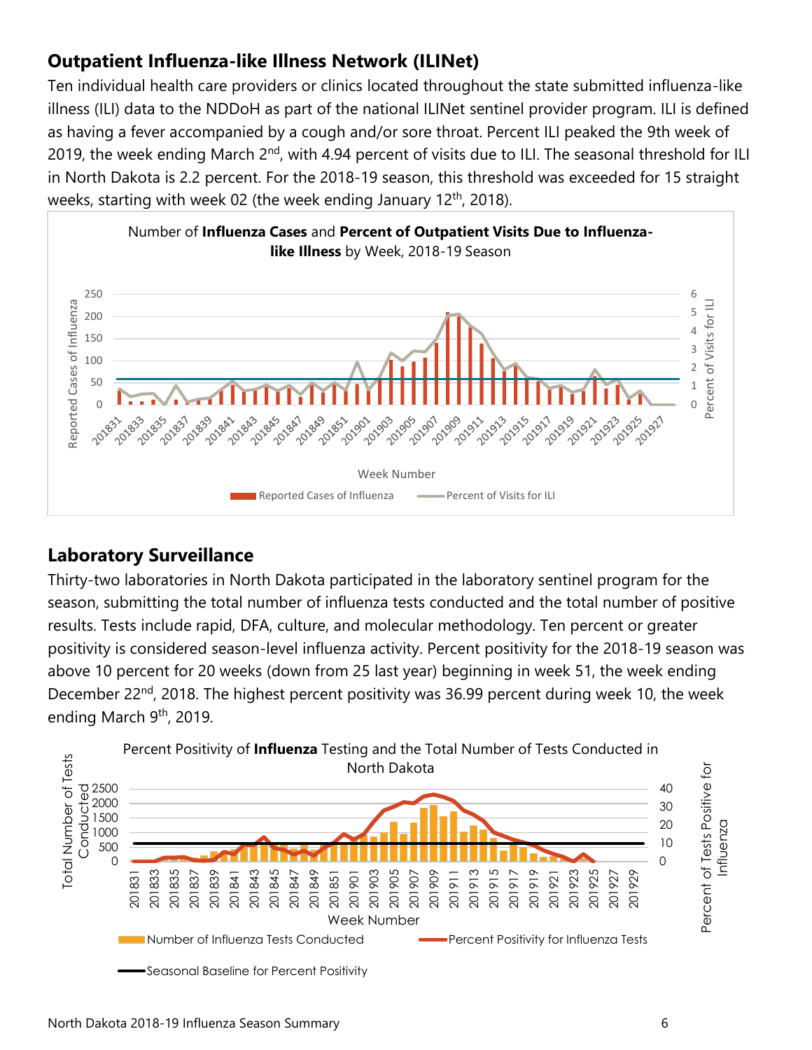## Outpatient Influenza-like Illness Network (ILINet)

Ten individual health care providers or clinics located throughout the state submitted influenza-like illness (ILI) data to the NDDoH as part of the national ILINet sentinel provider program. ILI is defined as having a fever accompanied by a cough and/or sore throat. Percent ILI peaked the 9th week of 2019, the week ending March 2nd, with 4.94 percent of visits due to ILI. The seasonal threshold for ILI in North Dakota is 2.2 percent. For the 2018-19 season, this threshold was exceeded for 15 straight weeks, starting with week 02 (the week ending January 12th, 2018).

## Laboratory Surveillance

Thirty-two laboratories in North Dakota participated in the laboratory sentinel program for the season, submitting the total number of influenza tests conducted and the total number of positive results. Tests include rapid, DFA, culture, and molecular methodology. Ten percent or greater positivity is considered season-level influenza activity. Percent positivity for the 2018-19 season was above 10 percent for 20 weeks (down from 25 last year) beginning in week 51, the week ending December 22nd, 2018. The highest percent positivity was 36.99 percent during week 10, the week ending March 9th, 2019.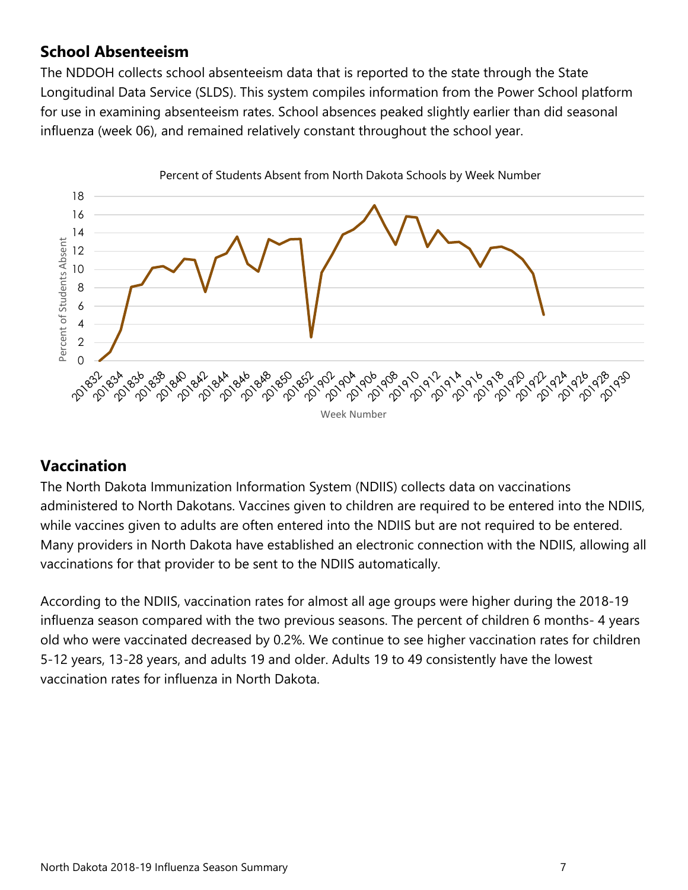## School Absenteeism

The NDDOH collects school absenteeism data that is reported to the state through the State Longitudinal Data Service (SLDS). This system compiles information from the Power School platform for use in examining absenteeism rates. School absences peaked slightly earlier than did seasonal influenza (week 06), and remained relatively constant throughout the school year.

Percent of Students Absent from North Dakota Schools by Week Number

## Vaccination

The North Dakota Immunization Information System (NDIIS) collects data on vaccinations administered to North Dakotans. Vaccines given to children are required to be entered into the NDIIS, while vaccines given to adults are often entered into the NDIIS but are not required to be entered. Many providers in North Dakota have established an electronic connection with the NDIIS, allowing all vaccinations for that provider to be sent to the NDIIS automatically.

According to the NDIIS, vaccination rates for almost all age groups were higher during the 2018-19 influenza season compared with the two previous seasons. The percent of children 6 months- 4 years old who were vaccinated decreased by 0.2%. We continue to see higher vaccination rates for children 5-12 years, 13-28 years, and adults 19 and older. Adults 19 to 49 consistently have the lowest vaccination rates for influenza in North Dakota.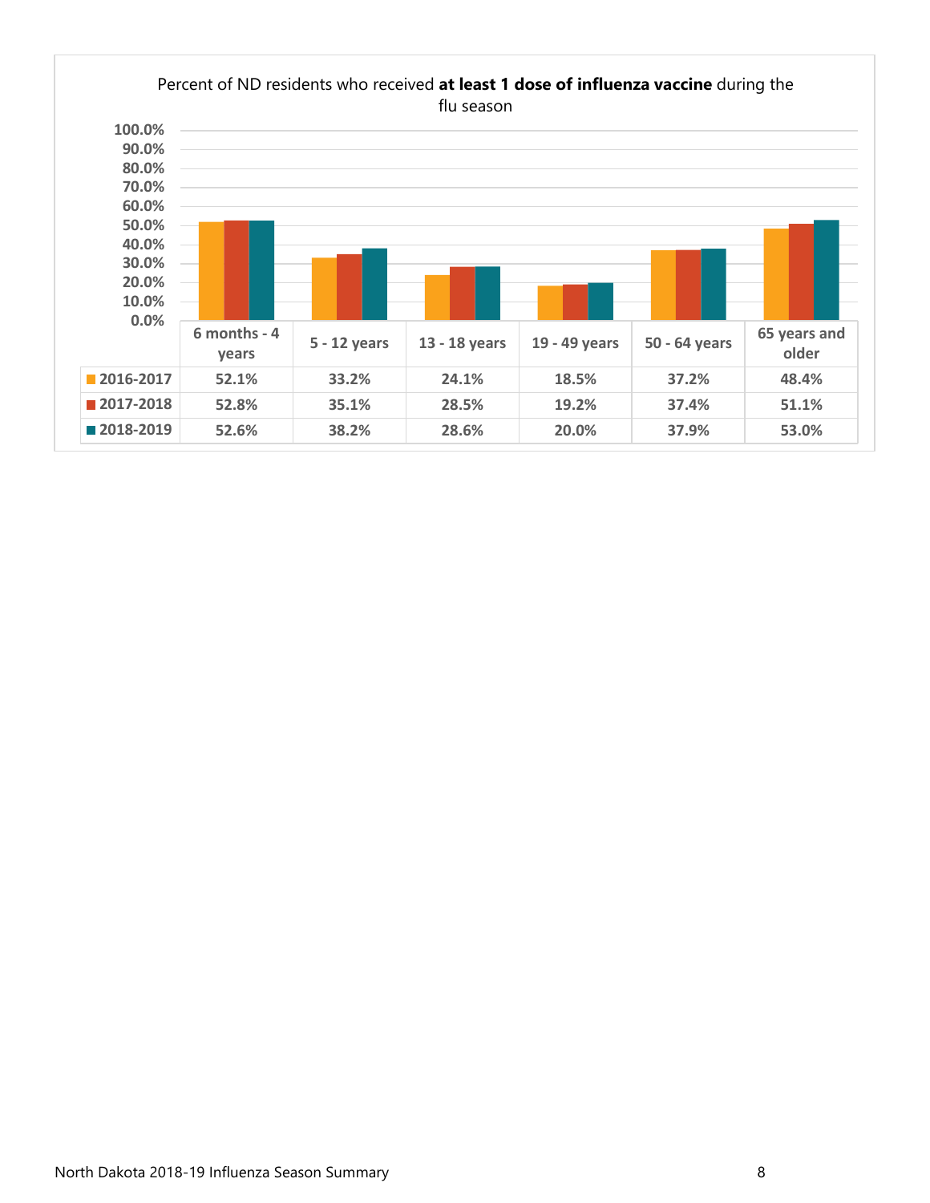Percent of ND residents who received **at least 1 dose of influenza vaccine** during the flu season

100.0%
90.0%
80.0%
70.0%
60.0%
50.0%
40.0%
30.0%
20.0%
10.0%
0.0%

| | 6 months - 4 years | 5 - 12 years | 13 - 18 years | 19 - 49 years | 50 - 64 years | 65 years and older |
|---|---|---|---|---|---|---|
| 2016-2017 | 52.1% | 33.2% | 24.1% | 18.5% | 37.2% | 48.4% |
| 2017-2018 | 52.8% | 35.1% | 28.5% | 19.2% | 37.4% | 51.1% |
| 2018-2019 | 52.6% | 38.2% | 28.6% | 20.0% | 37.9% | 53.0% |